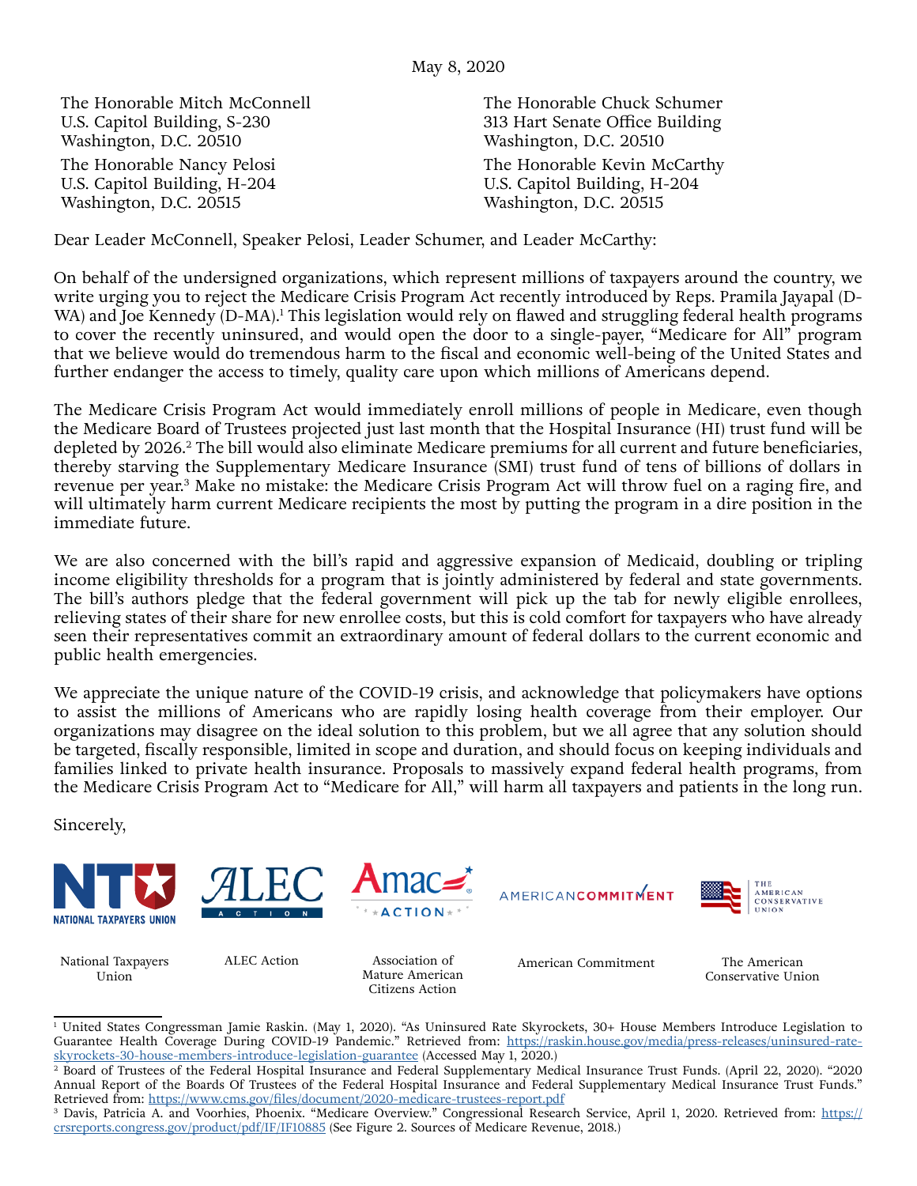May 8, 2020

The Honorable Mitch McConnell
U.S. Capitol Building, S-230
Washington, D.C. 20510

The Honorable Chuck Schumer
313 Hart Senate Office Building
Washington, D.C. 20510

The Honorable Nancy Pelosi
U.S. Capitol Building, H-204
Washington, D.C. 20515

The Honorable Kevin McCarthy
U.S. Capitol Building, H-204
Washington, D.C. 20515

Dear Leader McConnell, Speaker Pelosi, Leader Schumer, and Leader McCarthy:

On behalf of the undersigned organizations, which represent millions of taxpayers around the country, we write urging you to reject the Medicare Crisis Program Act recently introduced by Reps. Pramila Jayapal (D-WA) and Joe Kennedy (D-MA).[1] This legislation would rely on flawed and struggling federal health programs to cover the recently uninsured, and would open the door to a single-payer, "Medicare for All" program that we believe would do tremendous harm to the fiscal and economic well-being of the United States and further endanger the access to timely, quality care upon which millions of Americans depend.

The Medicare Crisis Program Act would immediately enroll millions of people in Medicare, even though the Medicare Board of Trustees projected just last month that the Hospital Insurance (HI) trust fund will be depleted by 2026.[2] The bill would also eliminate Medicare premiums for all current and future beneficiaries, thereby starving the Supplementary Medicare Insurance (SMI) trust fund of tens of billions of dollars in revenue per year.[3] Make no mistake: the Medicare Crisis Program Act will throw fuel on a raging fire, and will ultimately harm current Medicare recipients the most by putting the program in a dire position in the immediate future.

We are also concerned with the bill's rapid and aggressive expansion of Medicaid, doubling or tripling income eligibility thresholds for a program that is jointly administered by federal and state governments. The bill's authors pledge that the federal government will pick up the tab for newly eligible enrollees, relieving states of their share for new enrollee costs, but this is cold comfort for taxpayers who have already seen their representatives commit an extraordinary amount of federal dollars to the current economic and public health emergencies.

We appreciate the unique nature of the COVID-19 crisis, and acknowledge that policymakers have options to assist the millions of Americans who are rapidly losing health coverage from their employer. Our organizations may disagree on the ideal solution to this problem, but we all agree that any solution should be targeted, fiscally responsible, limited in scope and duration, and should focus on keeping individuals and families linked to private health insurance. Proposals to massively expand federal health programs, from the Medicare Crisis Program Act to "Medicare for All," will harm all taxpayers and patients in the long run.

Sincerely,

National Taxpayers Union

ALEC Action

Association of Mature American Citizens Action

American Commitment

The American Conservative Union

---

[1] United States Congressman Jamie Raskin. (May 1, 2020). "As Uninsured Rate Skyrockets, 30+ House Members Introduce Legislation to Guarantee Health Coverage During COVID-19 Pandemic." Retrieved from: https://raskin.house.gov/media/press-releases/uninsured-rate-skyrockets-30-house-members-introduce-legislation-guarantee (Accessed May 1, 2020.)

[2] Board of Trustees of the Federal Hospital Insurance and Federal Supplementary Medical Insurance Trust Funds. (April 22, 2020). "2020 Annual Report of the Boards Of Trustees of the Federal Hospital Insurance and Federal Supplementary Medical Insurance Trust Funds." Retrieved from: https://www.cms.gov/files/document/2020-medicare-trustees-report.pdf

[3] Davis, Patricia A. and Voorhies, Phoenix. "Medicare Overview." Congressional Research Service, April 1, 2020. Retrieved from: https://crsreports.congress.gov/product/pdf/IF/IF10885 (See Figure 2. Sources of Medicare Revenue, 2018.)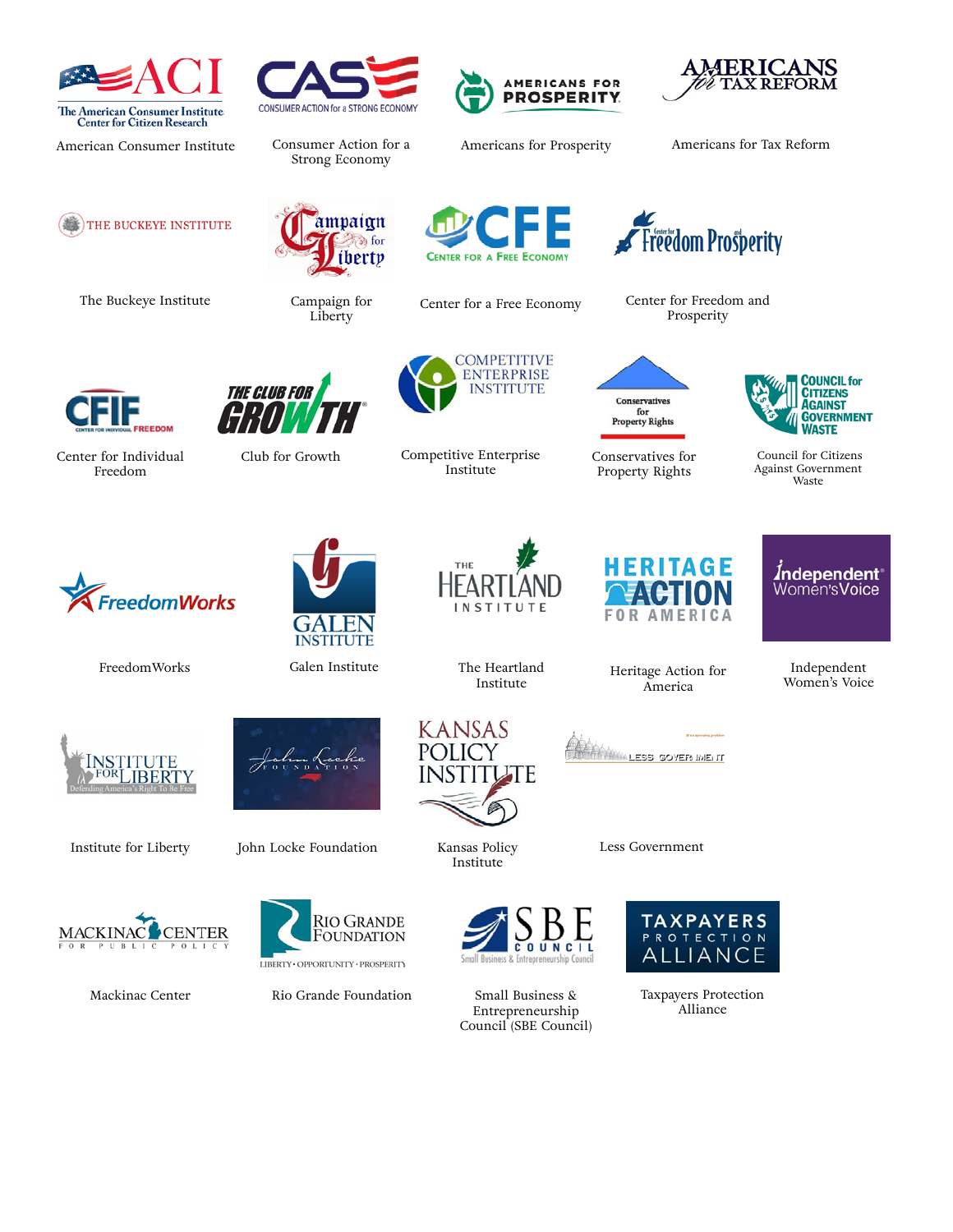American Consumer Institute

Consumer Action for a Strong Economy

Americans for Prosperity

Americans for Tax Reform

The Buckeye Institute

Campaign for Liberty

Center for a Free Economy

Center for Freedom and Prosperity

Center for Individual Freedom

Club for Growth

Competitive Enterprise Institute

Conservatives for Property Rights

Council for Citizens Against Government Waste

FreedomWorks

Galen Institute

The Heartland Institute

Heritage Action for America

Independent Women's Voice

Institute for Liberty

John Locke Foundation

Kansas Policy Institute

Less Government

Mackinac Center

Rio Grande Foundation

Small Business & Entrepreneurship Council (SBE Council)

Taxpayers Protection Alliance